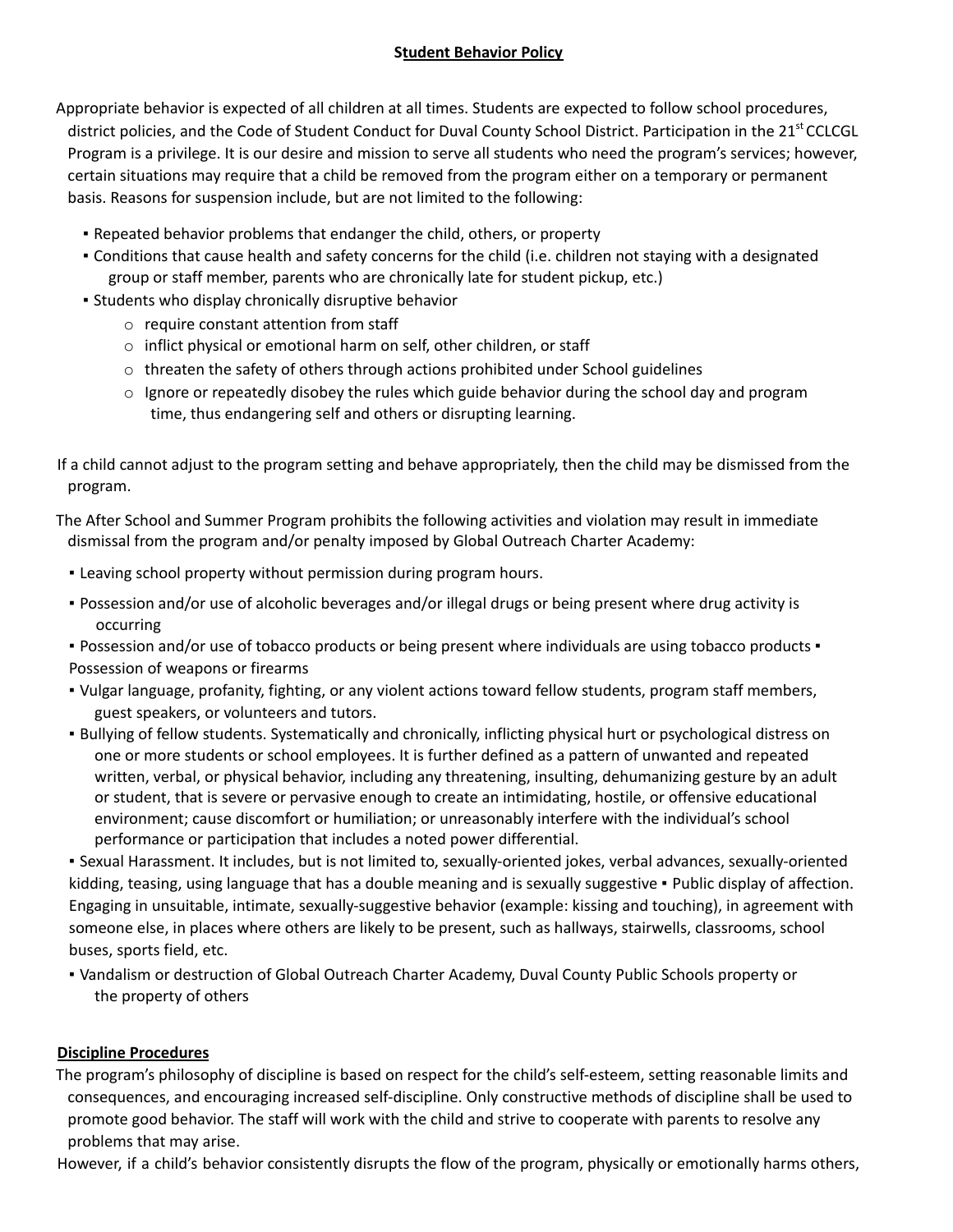# Student Behavior Policy

Appropriate behavior is expected of all children at all times. Students are expected to follow school procedures, district policies, and the Code of Student Conduct for Duval County School District. Participation in the 21st CCLCGL Program is a privilege. It is our desire and mission to serve all students who need the program's services; however, certain situations may require that a child be removed from the program either on a temporary or permanent basis. Reasons for suspension include, but are not limited to the following:

- Repeated behavior problems that endanger the child, others, or property
- Conditions that cause health and safety concerns for the child (i.e. children not staying with a designated group or staff member, parents who are chronically late for student pickup, etc.)
- Students who display chronically disruptive behavior
  - require constant attention from staff
  - inflict physical or emotional harm on self, other children, or staff
  - threaten the safety of others through actions prohibited under School guidelines
  - Ignore or repeatedly disobey the rules which guide behavior during the school day and program time, thus endangering self and others or disrupting learning.

If a child cannot adjust to the program setting and behave appropriately, then the child may be dismissed from the program.

The After School and Summer Program prohibits the following activities and violation may result in immediate dismissal from the program and/or penalty imposed by Global Outreach Charter Academy:

- Leaving school property without permission during program hours.
- Possession and/or use of alcoholic beverages and/or illegal drugs or being present where drug activity is occurring
- Possession and/or use of tobacco products or being present where individuals are using tobacco products
- Possession of weapons or firearms
- Vulgar language, profanity, fighting, or any violent actions toward fellow students, program staff members, guest speakers, or volunteers and tutors.
- Bullying of fellow students. Systematically and chronically, inflicting physical hurt or psychological distress on one or more students or school employees. It is further defined as a pattern of unwanted and repeated written, verbal, or physical behavior, including any threatening, insulting, dehumanizing gesture by an adult or student, that is severe or pervasive enough to create an intimidating, hostile, or offensive educational environment; cause discomfort or humiliation; or unreasonably interfere with the individual's school performance or participation that includes a noted power differential.
- Sexual Harassment. It includes, but is not limited to, sexually-oriented jokes, verbal advances, sexually-oriented kidding, teasing, using language that has a double meaning and is sexually suggestive
- Public display of affection. Engaging in unsuitable, intimate, sexually-suggestive behavior (example: kissing and touching), in agreement with someone else, in places where others are likely to be present, such as hallways, stairwells, classrooms, school buses, sports field, etc.
- Vandalism or destruction of Global Outreach Charter Academy, Duval County Public Schools property or the property of others

## Discipline Procedures

The program's philosophy of discipline is based on respect for the child's self-esteem, setting reasonable limits and consequences, and encouraging increased self-discipline. Only constructive methods of discipline shall be used to promote good behavior. The staff will work with the child and strive to cooperate with parents to resolve any problems that may arise.

However, if a child's behavior consistently disrupts the flow of the program, physically or emotionally harms others,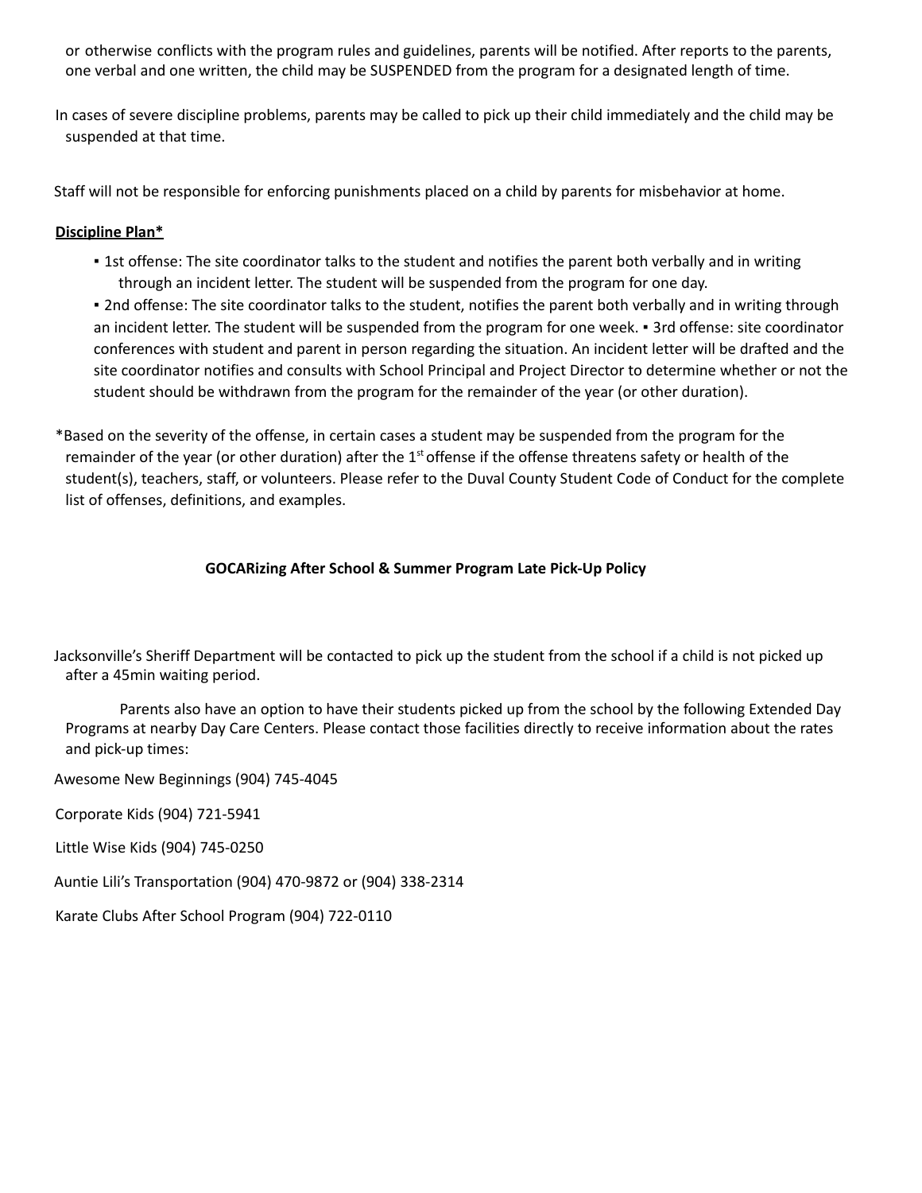or otherwise conflicts with the program rules and guidelines, parents will be notified. After reports to the parents, one verbal and one written, the child may be SUSPENDED from the program for a designated length of time.

In cases of severe discipline problems, parents may be called to pick up their child immediately and the child may be suspended at that time.

Staff will not be responsible for enforcing punishments placed on a child by parents for misbehavior at home.

**Discipline Plan***

- 1st offense: The site coordinator talks to the student and notifies the parent both verbally and in writing through an incident letter. The student will be suspended from the program for one day.
- 2nd offense: The site coordinator talks to the student, notifies the parent both verbally and in writing through an incident letter. The student will be suspended from the program for one week.
- 3rd offense: site coordinator conferences with student and parent in person regarding the situation. An incident letter will be drafted and the site coordinator notifies and consults with School Principal and Project Director to determine whether or not the student should be withdrawn from the program for the remainder of the year (or other duration).

*Based on the severity of the offense, in certain cases a student may be suspended from the program for the remainder of the year (or other duration) after the 1st offense if the offense threatens safety or health of the student(s), teachers, staff, or volunteers. Please refer to the Duval County Student Code of Conduct for the complete list of offenses, definitions, and examples.

**GOCARizing After School & Summer Program Late Pick-Up Policy**

Jacksonville's Sheriff Department will be contacted to pick up the student from the school if a child is not picked up after a 45min waiting period.

Parents also have an option to have their students picked up from the school by the following Extended Day Programs at nearby Day Care Centers. Please contact those facilities directly to receive information about the rates and pick-up times:

Awesome New Beginnings (904) 745-4045

Corporate Kids (904) 721-5941

Little Wise Kids (904) 745-0250

Auntie Lili's Transportation (904) 470-9872 or (904) 338-2314

Karate Clubs After School Program (904) 722-0110